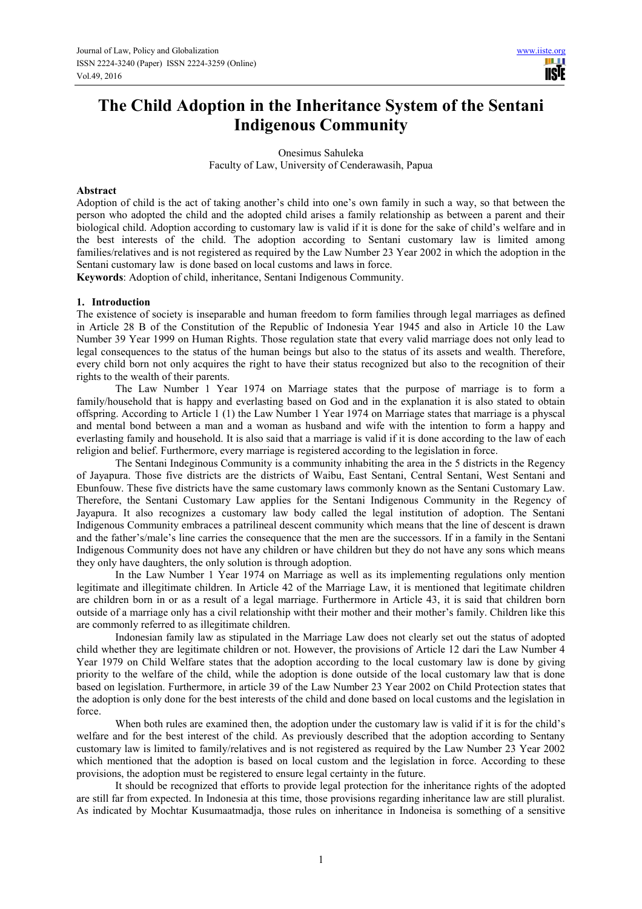# The Child Adoption in the Inheritance System of the Sentani Indigenous Community

Onesimus Sahuleka
Faculty of Law, University of Cenderawasih, Papua

## Abstract

Adoption of child is the act of taking another's child into one's own family in such a way, so that between the person who adopted the child and the adopted child arises a family relationship as between a parent and their biological child. Adoption according to customary law is valid if it is done for the sake of child's welfare and in the best interests of the child. The adoption according to Sentani customary law is limited among families/relatives and is not registered as required by the Law Number 23 Year 2002 in which the adoption in the Sentani customary law is done based on local customs and laws in force.

**Keywords**: Adoption of child, inheritance, Sentani Indigenous Community.

## 1. Introduction

The existence of society is inseparable and human freedom to form families through legal marriages as defined in Article 28 B of the Constitution of the Republic of Indonesia Year 1945 and also in Article 10 the Law Number 39 Year 1999 on Human Rights. Those regulation state that every valid marriage does not only lead to legal consequences to the status of the human beings but also to the status of its assets and wealth. Therefore, every child born not only acquires the right to have their status recognized but also to the recognition of their rights to the wealth of their parents.

The Law Number 1 Year 1974 on Marriage states that the purpose of marriage is to form a family/household that is happy and everlasting based on God and in the explanation it is also stated to obtain offspring. According to Article 1 (1) the Law Number 1 Year 1974 on Marriage states that marriage is a physcal and mental bond between a man and a woman as husband and wife with the intention to form a happy and everlasting family and household. It is also said that a marriage is valid if it is done according to the law of each religion and belief. Furthermore, every marriage is registered according to the legislation in force.

The Sentani Indeginous Community is a community inhabiting the area in the 5 districts in the Regency of Jayapura. Those five districts are the districts of Waibu, East Sentani, Central Sentani, West Sentani and Ebunfouw. These five districts have the same customary laws commonly known as the Sentani Customary Law. Therefore, the Sentani Customary Law applies for the Sentani Indigenous Community in the Regency of Jayapura. It also recognizes a customary law body called the legal institution of adoption. The Sentani Indigenous Community embraces a patrilineal descent community which means that the line of descent is drawn and the father's/male's line carries the consequence that the men are the successors. If in a family in the Sentani Indigenous Community does not have any children or have children but they do not have any sons which means they only have daughters, the only solution is through adoption.

In the Law Number 1 Year 1974 on Marriage as well as its implementing regulations only mention legitimate and illegitimate children. In Article 42 of the Marriage Law, it is mentioned that legitimate children are children born in or as a result of a legal marriage. Furthermore in Article 43, it is said that children born outside of a marriage only has a civil relationship witht their mother and their mother's family. Children like this are commonly referred to as illegitimate children.

Indonesian family law as stipulated in the Marriage Law does not clearly set out the status of adopted child whether they are legitimate children or not. However, the provisions of Article 12 dari the Law Number 4 Year 1979 on Child Welfare states that the adoption according to the local customary law is done by giving priority to the welfare of the child, while the adoption is done outside of the local customary law that is done based on legislation. Furthermore, in article 39 of the Law Number 23 Year 2002 on Child Protection states that the adoption is only done for the best interests of the child and done based on local customs and the legislation in force.

When both rules are examined then, the adoption under the customary law is valid if it is for the child's welfare and for the best interest of the child. As previously described that the adoption according to Sentany customary law is limited to family/relatives and is not registered as required by the Law Number 23 Year 2002 which mentioned that the adoption is based on local custom and the legislation in force. According to these provisions, the adoption must be registered to ensure legal certainty in the future.

It should be recognized that efforts to provide legal protection for the inheritance rights of the adopted are still far from expected. In Indonesia at this time, those provisions regarding inheritance law are still pluralist. As indicated by Mochtar Kusumaatmadja, those rules on inheritance in Indoneisa is something of a sensitive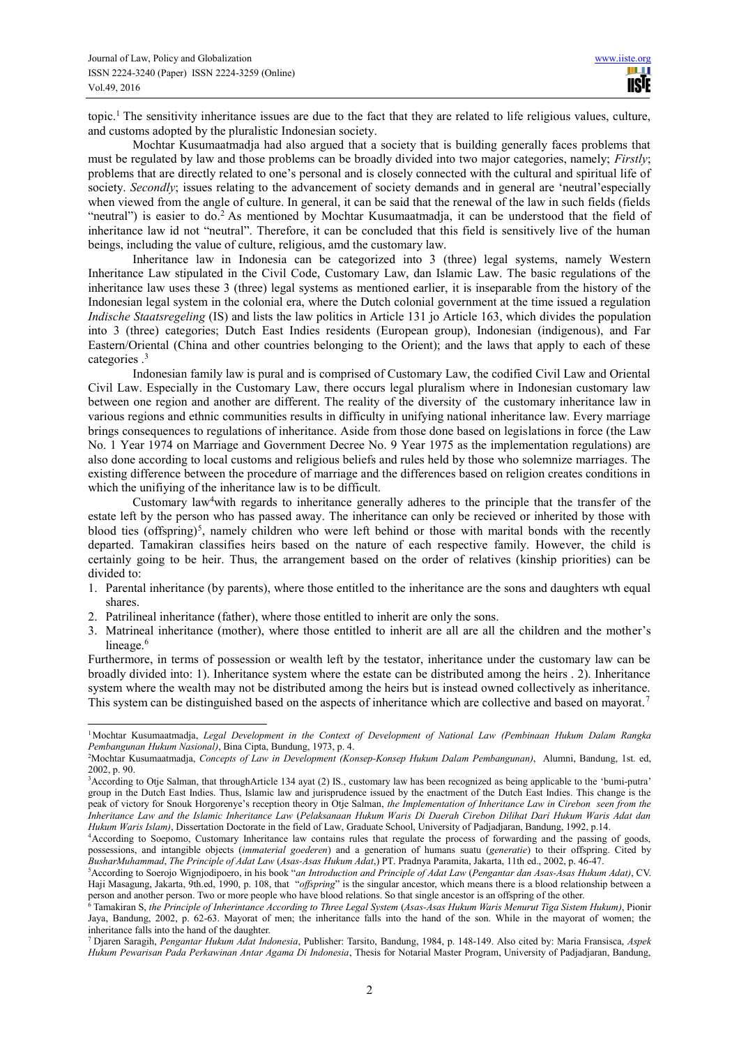topic.[1] The sensitivity inheritance issues are due to the fact that they are related to life religious values, culture, and customs adopted by the pluralistic Indonesian society.

Mochtar Kusumaatmadja had also argued that a society that is building generally faces problems that must be regulated by law and those problems can be broadly divided into two major categories, namely; *Firstly*; problems that are directly related to one's personal and is closely connected with the cultural and spiritual life of society. *Secondly*; issues relating to the advancement of society demands and in general are 'neutral'especially when viewed from the angle of culture. In general, it can be said that the renewal of the law in such fields (fields "neutral") is easier to do.[2] As mentioned by Mochtar Kusumaatmadja, it can be understood that the field of inheritance law id not "neutral". Therefore, it can be concluded that this field is sensitively live of the human beings, including the value of culture, religious, amd the customary law.

Inheritance law in Indonesia can be categorized into 3 (three) legal systems, namely Western Inheritance Law stipulated in the Civil Code, Customary Law, dan Islamic Law. The basic regulations of the inheritance law uses these 3 (three) legal systems as mentioned earlier, it is inseparable from the history of the Indonesian legal system in the colonial era, where the Dutch colonial government at the time issued a regulation *Indische Staatsregeling* (IS) and lists the law politics in Article 131 jo Article 163, which divides the population into 3 (three) categories; Dutch East Indies residents (European group), Indonesian (indigenous), and Far Eastern/Oriental (China and other countries belonging to the Orient); and the laws that apply to each of these categories .[3]

Indonesian family law is pural and is comprised of Customary Law, the codified Civil Law and Oriental Civil Law. Especially in the Customary Law, there occurs legal pluralism where in Indonesian customary law between one region and another are different. The reality of the diversity of the customary inheritance law in various regions and ethnic communities results in difficulty in unifying national inheritance law. Every marriage brings consequences to regulations of inheritance. Aside from those done based on legislations in force (the Law No. 1 Year 1974 on Marriage and Government Decree No. 9 Year 1975 as the implementation regulations) are also done according to local customs and religious beliefs and rules held by those who solemnize marriages. The existing difference between the procedure of marriage and the differences based on religion creates conditions in which the unifiying of the inheritance law is to be difficult.

Customary law[4]with regards to inheritance generally adheres to the principle that the transfer of the estate left by the person who has passed away. The inheritance can only be recieved or inherited by those with blood ties (offspring)[5], namely children who were left behind or those with marital bonds with the recently departed. Tamakiran classifies heirs based on the nature of each respective family. However, the child is certainly going to be heir. Thus, the arrangement based on the order of relatives (kinship priorities) can be divided to:

1. Parental inheritance (by parents), where those entitled to the inheritance are the sons and daughters wth equal shares.
2. Patrilineal inheritance (father), where those entitled to inherit are only the sons.
3. Matrineal inheritance (mother), where those entitled to inherit are all are all the children and the mother's lineage.[6]

Furthermore, in terms of possession or wealth left by the testator, inheritance under the customary law can be broadly divided into: 1). Inheritance system where the estate can be distributed among the heirs . 2). Inheritance system where the wealth may not be distributed among the heirs but is instead owned collectively as inheritance. This system can be distinguished based on the aspects of inheritance which are collective and based on mayorat.[7]

---

[1] Mochtar Kusumaatmadja, *Legal Development in the Context of Development of National Law (Pembinaan Hukum Dalam Rangka Pembangunan Hukum Nasional)*, Bina Cipta, Bundung, 1973, p. 4.

[2] Mochtar Kusumaatmadja, *Concepts of Law in Development (Konsep-Konsep Hukum Dalam Pembangunan)*, Alumni, Bandung, 1st. ed, 2002, p. 90.

[3] According to Otje Salman, that throughArticle 134 ayat (2) IS., customary law has been recognized as being applicable to the 'bumi-putra' group in the Dutch East Indies. Thus, Islamic law and jurisprudence issued by the enactment of the Dutch East Indies. This change is the peak of victory for Snouk Horgorenye's reception theory in Otje Salman, *the Implementation of Inheritance Law in Cirebon seen from the Inheritance Law and the Islamic Inheritance Law* (*Pelaksanaan Hukum Waris Di Daerah Cirebon Dilihat Dari Hukum Waris Adat dan Hukum Waris Islam)*, Dissertation Doctorate in the field of Law, Graduate School, University of Padjadjaran, Bandung, 1992, p.14.

[4] According to Soepomo, Customary Inheritance Law contains rules that regulate the process of forwarding and the passing of goods, possessions, and intangible objects (*immaterial goederen*) and a generation of humans suatu (*generatie*) to their offspring. Cited by BusharMuhammad, *The Principle of Adat Law* (*Asas-Asas Hukum Adat*,) PT. Pradnya Paramita, Jakarta, 11th ed., 2002, p. 46-47.

[5] According to Soerojo Wignjodipoero, in his book "*an Introduction and Principle of Adat Law* (*Pengantar dan Asas-Asas Hukum Adat)*, CV. Haji Masagung, Jakarta, 9th.ed, 1990, p. 108, that "*offspring*" is the singular ancestor, which means there is a blood relationship between a person and another person. Two or more people who have blood relations. So that single ancestor is an offspring of the other.

[6] Tamakiran S, *the Principle of Inherintance According to Three Legal System* (*Asas-Asas Hukum Waris Menurut Tiga Sistem Hukum)*, Pionir Jaya, Bandung, 2002, p. 62-63. Mayorat of men; the inheritance falls into the hand of the son. While in the mayorat of women; the inheritance falls into the hand of the daughter.

[7] Djaren Saragih, *Pengantar Hukum Adat Indonesia*, Publisher: Tarsito, Bandung, 1984, p. 148-149. Also cited by: Maria Fransisca, *Aspek Hukum Pewarisan Pada Perkawinan Antar Agama Di Indonesia*, Thesis for Notarial Master Program, University of Padjadjaran, Bandung,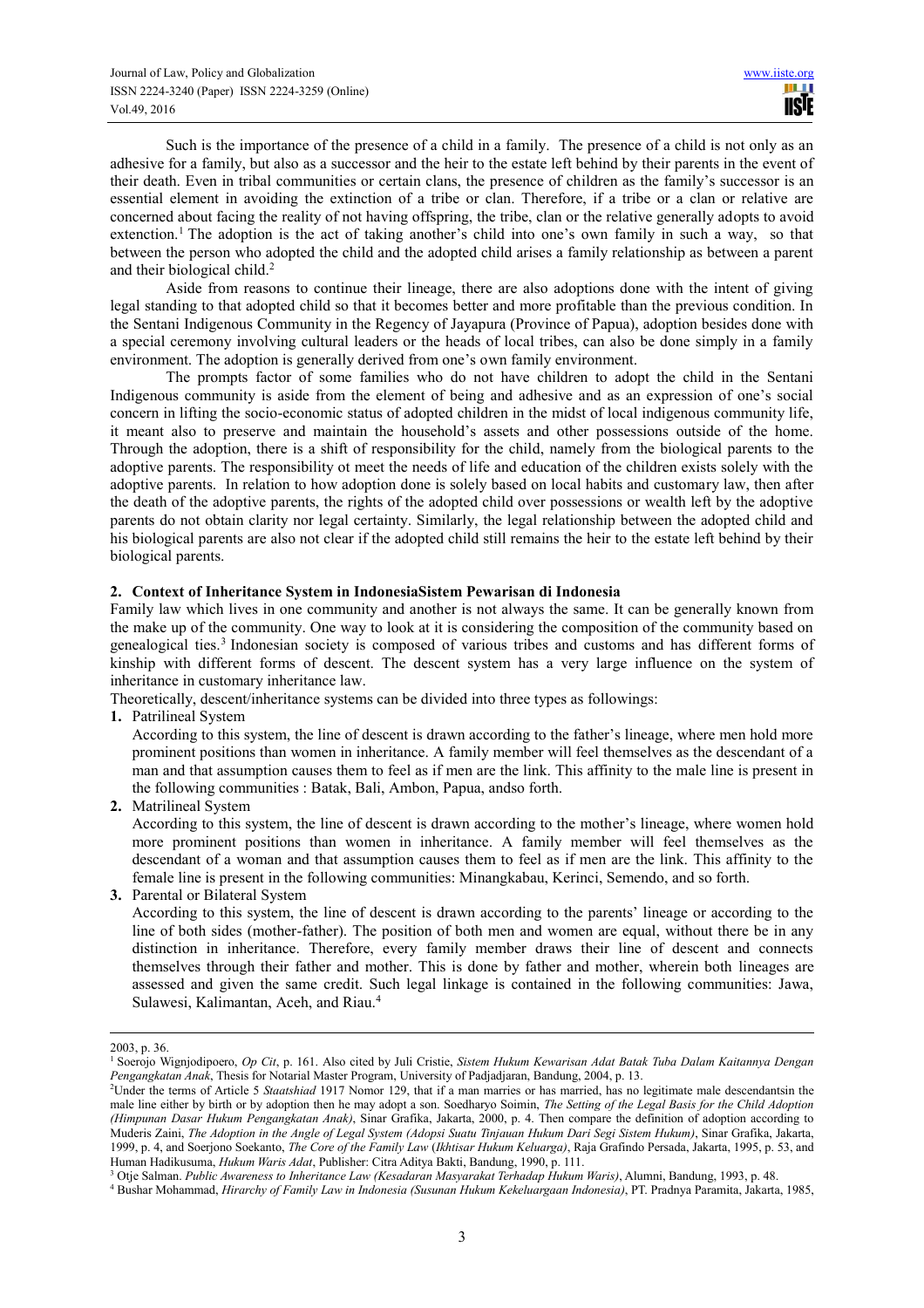Such is the importance of the presence of a child in a family. The presence of a child is not only as an adhesive for a family, but also as a successor and the heir to the estate left behind by their parents in the event of their death. Even in tribal communities or certain clans, the presence of children as the family's successor is an essential element in avoiding the extinction of a tribe or clan. Therefore, if a tribe or a clan or relative are concerned about facing the reality of not having offspring, the tribe, clan or the relative generally adopts to avoid extenction.[1] The adoption is the act of taking another's child into one's own family in such a way, so that between the person who adopted the child and the adopted child arises a family relationship as between a parent and their biological child.[2]

Aside from reasons to continue their lineage, there are also adoptions done with the intent of giving legal standing to that adopted child so that it becomes better and more profitable than the previous condition. In the Sentani Indigenous Community in the Regency of Jayapura (Province of Papua), adoption besides done with a special ceremony involving cultural leaders or the heads of local tribes, can also be done simply in a family environment. The adoption is generally derived from one's own family environment.

The prompts factor of some families who do not have children to adopt the child in the Sentani Indigenous community is aside from the element of being and adhesive and as an expression of one's social concern in lifting the socio-economic status of adopted children in the midst of local indigenous community life, it meant also to preserve and maintain the household's assets and other possessions outside of the home. Through the adoption, there is a shift of responsibility for the child, namely from the biological parents to the adoptive parents. The responsibility ot meet the needs of life and education of the children exists solely with the adoptive parents. In relation to how adoption done is solely based on local habits and customary law, then after the death of the adoptive parents, the rights of the adopted child over possessions or wealth left by the adoptive parents do not obtain clarity nor legal certainty. Similarly, the legal relationship between the adopted child and his biological parents are also not clear if the adopted child still remains the heir to the estate left behind by their biological parents.

## 2. Context of Inheritance System in IndonesiaSistem Pewarisan di Indonesia

Family law which lives in one community and another is not always the same. It can be generally known from the make up of the community. One way to look at it is considering the composition of the community based on genealogical ties.[3] Indonesian society is composed of various tribes and customs and has different forms of kinship with different forms of descent. The descent system has a very large influence on the system of inheritance in customary inheritance law.

Theoretically, descent/inheritance systems can be divided into three types as followings:

1. Patrilineal System

   According to this system, the line of descent is drawn according to the father's lineage, where men hold more prominent positions than women in inheritance. A family member will feel themselves as the descendant of a man and that assumption causes them to feel as if men are the link. This affinity to the male line is present in the following communities : Batak, Bali, Ambon, Papua, andso forth.

2. Matrilineal System

   According to this system, the line of descent is drawn according to the mother's lineage, where women hold more prominent positions than women in inheritance. A family member will feel themselves as the descendant of a woman and that assumption causes them to feel as if men are the link. This affinity to the female line is present in the following communities: Minangkabau, Kerinci, Semendo, and so forth.

3. Parental or Bilateral System

   According to this system, the line of descent is drawn according to the parents' lineage or according to the line of both sides (mother-father). The position of both men and women are equal, without there be in any distinction in inheritance. Therefore, every family member draws their line of descent and connects themselves through their father and mother. This is done by father and mother, wherein both lineages are assessed and given the same credit. Such legal linkage is contained in the following communities: Jawa, Sulawesi, Kalimantan, Aceh, and Riau.[4]

---

2003, p. 36.

[1] Soerojo Wignjodipoero, *Op Cit*, p. 161. Also cited by Juli Cristie, *Sistem Hukum Kewarisan Adat Batak Tuba Dalam Kaitannya Dengan Pengangkatan Anak*, Thesis for Notarial Master Program, University of Padjadjaran, Bandung, 2004, p. 13.

[2] Under the terms of Article 5 *Staatshiad* 1917 Nomor 129, that if a man marries or has married, has no legitimate male descendantsin the male line either by birth or by adoption then he may adopt a son. Soedharyo Soimin, *The Setting of the Legal Basis for the Child Adoption (Himpunan Dasar Hukum Pengangkatan Anak)*, Sinar Grafika, Jakarta, 2000, p. 4. Then compare the definition of adoption according to Muderis Zaini, *The Adoption in the Angle of Legal System (Adopsi Suatu Tinjauan Hukum Dari Segi Sistem Hukum)*, Sinar Grafika, Jakarta, 1999, p. 4, and Soerjono Soekanto, *The Core of the Family Law* (*Ikhtisar Hukum Keluarga)*, Raja Grafindo Persada, Jakarta, 1995, p. 53, and Human Hadikusuma, *Hukum Waris Adat*, Publisher: Citra Aditya Bakti, Bandung, 1990, p. 111.

[3] Otje Salman. *Public Awareness to Inheritance Law (Kesadaran Masyarakat Terhadap Hukum Waris)*, Alumni, Bandung, 1993, p. 48.

[4] Bushar Mohammad, *Hirarchy of Family Law in Indonesia (Susunan Hukum Kekeluargaan Indonesia)*, PT. Pradnya Paramita, Jakarta, 1985,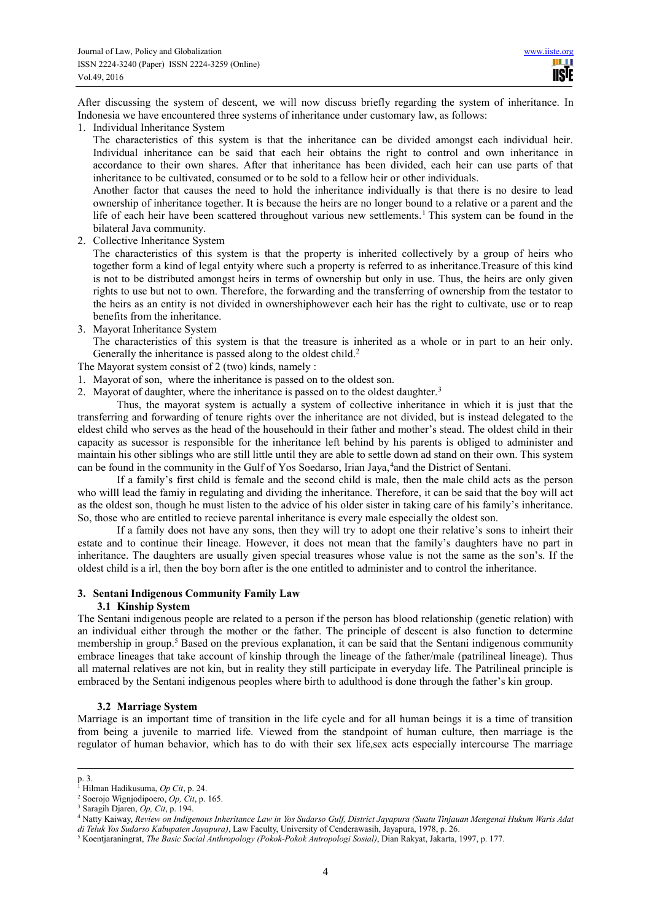After discussing the system of descent, we will now discuss briefly regarding the system of inheritance. In Indonesia we have encountered three systems of inheritance under customary law, as follows:

1. Individual Inheritance System

   The characteristics of this system is that the inheritance can be divided amongst each individual heir. Individual inheritance can be said that each heir obtains the right to control and own inheritance in accordance to their own shares. After that inheritance has been divided, each heir can use parts of that inheritance to be cultivated, consumed or to be sold to a fellow heir or other individuals.

   Another factor that causes the need to hold the inheritance individually is that there is no desire to lead ownership of inheritance together. It is because the heirs are no longer bound to a relative or a parent and the life of each heir have been scattered throughout various new settlements.[1] This system can be found in the bilateral Java community.

2. Collective Inheritance System

   The characteristics of this system is that the property is inherited collectively by a group of heirs who together form a kind of legal entyity where such a property is referred to as inheritance.Treasure of this kind is not to be distributed amongst heirs in terms of ownership but only in use. Thus, the heirs are only given rights to use but not to own. Therefore, the forwarding and the transferring of ownership from the testator to the heirs as an entity is not divided in ownershiphowever each heir has the right to cultivate, use or to reap benefits from the inheritance.

3. Mayorat Inheritance System

   The characteristics of this system is that the treasure is inherited as a whole or in part to an heir only. Generally the inheritance is passed along to the oldest child.[2]

The Mayorat system consist of 2 (two) kinds, namely :

1. Mayorat of son, where the inheritance is passed on to the oldest son.
2. Mayorat of daughter, where the inheritance is passed on to the oldest daughter.[3]

Thus, the mayorat system is actually a system of collective inheritance in which it is just that the transferring and forwarding of tenure rights over the inheritance are not divided, but is instead delegated to the eldest child who serves as the head of the househould in their father and mother's stead. The oldest child in their capacity as sucessor is responsible for the inheritance left behind by his parents is obliged to administer and maintain his other siblings who are still little until they are able to settle down ad stand on their own. This system can be found in the community in the Gulf of Yos Soedarso, Irian Jaya,[4]and the District of Sentani.

If a family's first child is female and the second child is male, then the male child acts as the person who willl lead the famiy in regulating and dividing the inheritance. Therefore, it can be said that the boy will act as the oldest son, though he must listen to the advice of his older sister in taking care of his family's inheritance. So, those who are entitled to recieve parental inheritance is every male especially the oldest son.

If a family does not have any sons, then they will try to adopt one their relative's sons to inheirt their estate and to continue their lineage. However, it does not mean that the family's daughters have no part in inheritance. The daughters are usually given special treasures whose value is not the same as the son's. If the oldest child is a irl, then the boy born after is the one entitled to administer and to control the inheritance.

## 3. Sentani Indigenous Community Family Law

### 3.1 Kinship System

The Sentani indigenous people are related to a person if the person has blood relationship (genetic relation) with an individual either through the mother or the father. The principle of descent is also function to determine membership in group.[5] Based on the previous explanation, it can be said that the Sentani indigenous community embrace lineages that take account of kinship through the lineage of the father/male (patrilineal lineage). Thus all maternal relatives are not kin, but in reality they still participate in everyday life. The Patrilineal principle is embraced by the Sentani indigenous peoples where birth to adulthood is done through the father's kin group.

### 3.2 Marriage System

Marriage is an important time of transition in the life cycle and for all human beings it is a time of transition from being a juvenile to married life. Viewed from the standpoint of human culture, then marriage is the regulator of human behavior, which has to do with their sex life,sex acts especially intercourse The marriage

---

p. 3.

[1] Hilman Hadikusuma, *Op Cit*, p. 24.

[2] Soerojo Wignjodipoero, *Op, Cit*, p. 165.

[3] Saragih Djaren, *Op, Cit*, p. 194.

[4] Natty Kaiway, *Review on Indigenous Inheritance Law in Yos Sudarso Gulf, District Jayapura (Suatu Tinjauan Mengenai Hukum Waris Adat di Teluk Yos Sudarso Kabupaten Jayapura)*, Law Faculty, University of Cenderawasih, Jayapura, 1978, p. 26.

[5] Koentjaraningrat, *The Basic Social Anthropology (Pokok-Pokok Antropologi Sosial)*, Dian Rakyat, Jakarta, 1997, p. 177.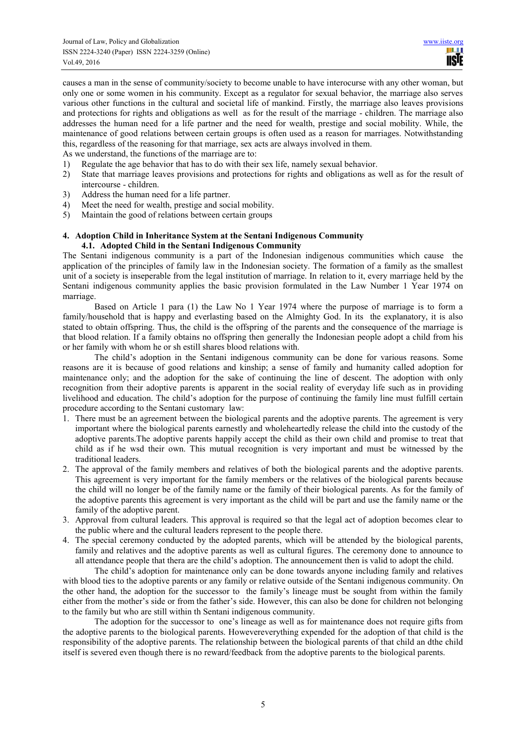causes a man in the sense of community/society to become unable to have interocurse with any other woman, but only one or some women in his community. Except as a regulator for sexual behavior, the marriage also serves various other functions in the cultural and societal life of mankind. Firstly, the marriage also leaves provisions and protections for rights and obligations as well as for the result of the marriage - children. The marriage also addresses the human need for a life partner and the need for wealth, prestige and social mobility. While, the maintenance of good relations between certain groups is often used as a reason for marriages. Notwithstanding this, regardless of the reasoning for that marriage, sex acts are always involved in them.

As we understand, the functions of the marriage are to:

1) Regulate the age behavior that has to do with their sex life, namely sexual behavior.
2) State that marriage leaves provisions and protections for rights and obligations as well as for the result of intercourse - children.
3) Address the human need for a life partner.
4) Meet the need for wealth, prestige and social mobility.
5) Maintain the good of relations between certain groups

## 4. Adoption Child in Inheritance System at the Sentani Indigenous Community

### 4.1. Adopted Child in the Sentani Indigenous Community

The Sentani indigenous community is a part of the Indonesian indigenous communities which cause the application of the principles of family law in the Indonesian society. The formation of a family as the smallest unit of a society is inseperable from the legal institution of marriage. In relation to it, every marriage held by the Sentani indigenous community applies the basic provision formulated in the Law Number 1 Year 1974 on marriage.

Based on Article 1 para (1) the Law No 1 Year 1974 where the purpose of marriage is to form a family/household that is happy and everlasting based on the Almighty God. In its the explanatory, it is also stated to obtain offspring. Thus, the child is the offspring of the parents and the consequence of the marriage is that blood relation. If a family obtains no offspring then generally the Indonesian people adopt a child from his or her family with whom he or sh estill shares blood relations with.

The child's adoption in the Sentani indigenous community can be done for various reasons. Some reasons are it is because of good relations and kinship; a sense of family and humanity called adoption for maintenance only; and the adoption for the sake of continuing the line of descent. The adoption with only recognition from their adoptive parents is apparent in the social reality of everyday life such as in providing livelihood and education. The child's adoption for the purpose of continuing the family line must fulfill certain procedure according to the Sentani customary law:

1. There must be an agreement between the biological parents and the adoptive parents. The agreement is very important where the biological parents earnestly and wholeheartedly release the child into the custody of the adoptive parents.The adoptive parents happily accept the child as their own child and promise to treat that child as if he wsd their own. This mutual recognition is very important and must be witnessed by the traditional leaders.
2. The approval of the family members and relatives of both the biological parents and the adoptive parents. This agreement is very important for the family members or the relatives of the biological parents because the child will no longer be of the family name or the family of their biological parents. As for the family of the adoptive parents this agreement is very important as the child will be part and use the family name or the family of the adoptive parent.
3. Approval from cultural leaders. This approval is required so that the legal act of adoption becomes clear to the public where and the cultural leaders represent to the people there.
4. The special ceremony conducted by the adopted parents, which will be attended by the biological parents, family and relatives and the adoptive parents as well as cultural figures. The ceremony done to announce to all attendance people that thera are the child's adoption. The announcement then is valid to adopt the child.

The child's adoption for maintenance only can be done towards anyone including family and relatives with blood ties to the adoptive parents or any family or relative outside of the Sentani indigenous community. On the other hand, the adoption for the successor to the family's lineage must be sought from within the family either from the mother's side or from the father's side. However, this can also be done for children not belonging to the family but who are still within th Sentani indigenous community.

The adoption for the successor to one's lineage as well as for maintenance does not require gifts from the adoptive parents to the biological parents. Howevereverything expended for the adoption of that child is the responsibility of the adoptive parents. The relationship between the biological parents of that child an dthe child itself is severed even though there is no reward/feedback from the adoptive parents to the biological parents.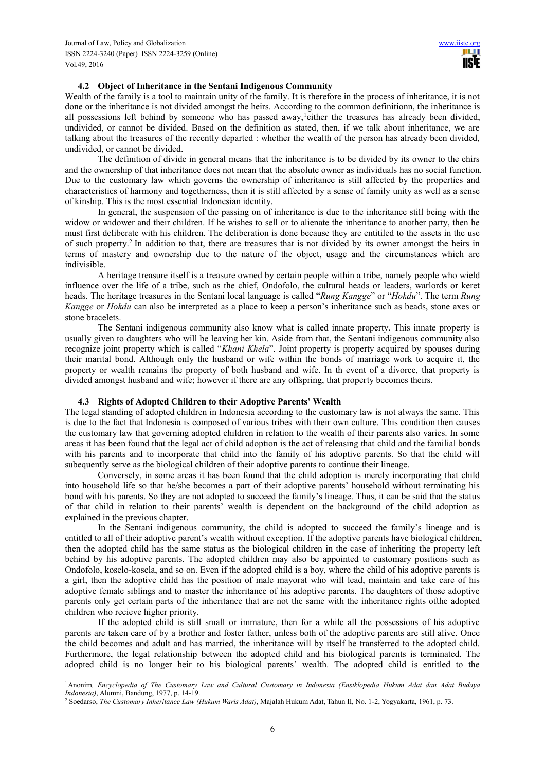### 4.2 Object of Inheritance in the Sentani Indigenous Community

Wealth of the family is a tool to maintain unity of the family. It is therefore in the process of inheritance, it is not done or the inheritance is not divided amongst the heirs. According to the common definitionn, the inheritance is all possessions left behind by someone who has passed away,[1]either the treasures has already been divided, undivided, or cannot be divided. Based on the definition as stated, then, if we talk about inheritance, we are talking about the treasures of the recently departed : whether the wealth of the person has already been divided, undivided, or cannot be divided.

The definition of divide in general means that the inheritance is to be divided by its owner to the ehirs and the ownership of that inheritance does not mean that the absolute owner as individuals has no social function. Due to the customary law which governs the ownership of inheritance is still affected by the properties and characteristics of harmony and togetherness, then it is still affected by a sense of family unity as well as a sense of kinship. This is the most essential Indonesian identity.

In general, the suspension of the passing on of inheritance is due to the inheritance still being with the widow or widower and their children. If he wishes to sell or to alienate the inheritance to another party, then he must first deliberate with his children. The deliberation is done because they are entitiled to the assets in the use of such property.[2] In addition to that, there are treasures that is not divided by its owner amongst the heirs in terms of mastery and ownership due to the nature of the object, usage and the circumstances which are indivisible.

A heritage treasure itself is a treasure owned by certain people within a tribe, namely people who wield influence over the life of a tribe, such as the chief, Ondofolo, the cultural heads or leaders, warlords or keret heads. The heritage treasures in the Sentani local language is called "*Rung Kangge*" or "*Hokdu*". The term *Rung Kangge* or *Hokdu* can also be interpreted as a place to keep a person's inheritance such as beads, stone axes or stone bracelets.

The Sentani indigenous community also know what is called innate property. This innate property is usually given to daughters who will be leaving her kin. Aside from that, the Sentani indigenous community also recognize joint property which is called "*Khani Khela*". Joint property is property acquired by spouses during their marital bond. Although only the husband or wife within the bonds of marriage work to acquire it, the property or wealth remains the property of both husband and wife. In th event of a divorce, that property is divided amongst husband and wife; however if there are any offspring, that property becomes theirs.

### 4.3 Rights of Adopted Children to their Adoptive Parents' Wealth

The legal standing of adopted children in Indonesia according to the customary law is not always the same. This is due to the fact that Indonesia is composed of various tribes with their own culture. This condition then causes the customary law that governing adopted children in relation to the wealth of their parents also varies. In some areas it has been found that the legal act of child adoption is the act of releasing that child and the familial bonds with his parents and to incorporate that child into the family of his adoptive parents. So that the child will subequently serve as the biological children of their adoptive parents to continue their lineage.

Conversely, in some areas it has been found that the child adoption is merely incorporating that child into household life so that he/she becomes a part of their adoptive parents' household without terminating his bond with his parents. So they are not adopted to succeed the family's lineage. Thus, it can be said that the status of that child in relation to their parents' wealth is dependent on the background of the child adoption as explained in the previous chapter.

In the Sentani indigenous community, the child is adopted to succeed the family's lineage and is entitled to all of their adoptive parent's wealth without exception. If the adoptive parents have biological children, then the adopted child has the same status as the biological children in the case of inheriting the property left behind by his adoptive parents. The adopted children may also be appointed to customary positions such as Ondofolo, koselo-kosela, and so on. Even if the adopted child is a boy, where the child of his adoptive parents is a girl, then the adoptive child has the position of male mayorat who will lead, maintain and take care of his adoptive female siblings and to master the inheritance of his adoptive parents. The daughters of those adoptive parents only get certain parts of the inheritance that are not the same with the inheritance rights ofthe adopted children who recieve higher priority.

If the adopted child is still small or immature, then for a while all the possessions of his adoptive parents are taken care of by a brother and foster father, unless both of the adoptive parents are still alive. Once the child becomes and adult and has married, the inheritance will by itself be transferred to the adopted child. Furthermore, the legal relationship between the adopted child and his biological parents is terminated. The adopted child is no longer heir to his biological parents' wealth. The adopted child is entitled to the

---

[1] Anonim, *Encyclopedia of The Customary Law and Cultural Customary in Indonesia (Ensiklopedia Hukum Adat dan Adat Budaya Indonesia)*, Alumni, Bandung, 1977, p. 14-19.

[2] Soedarso, *The Customary Inheritance Law (Hukum Waris Adat)*, Majalah Hukum Adat, Tahun II, No. 1-2, Yogyakarta, 1961, p. 73.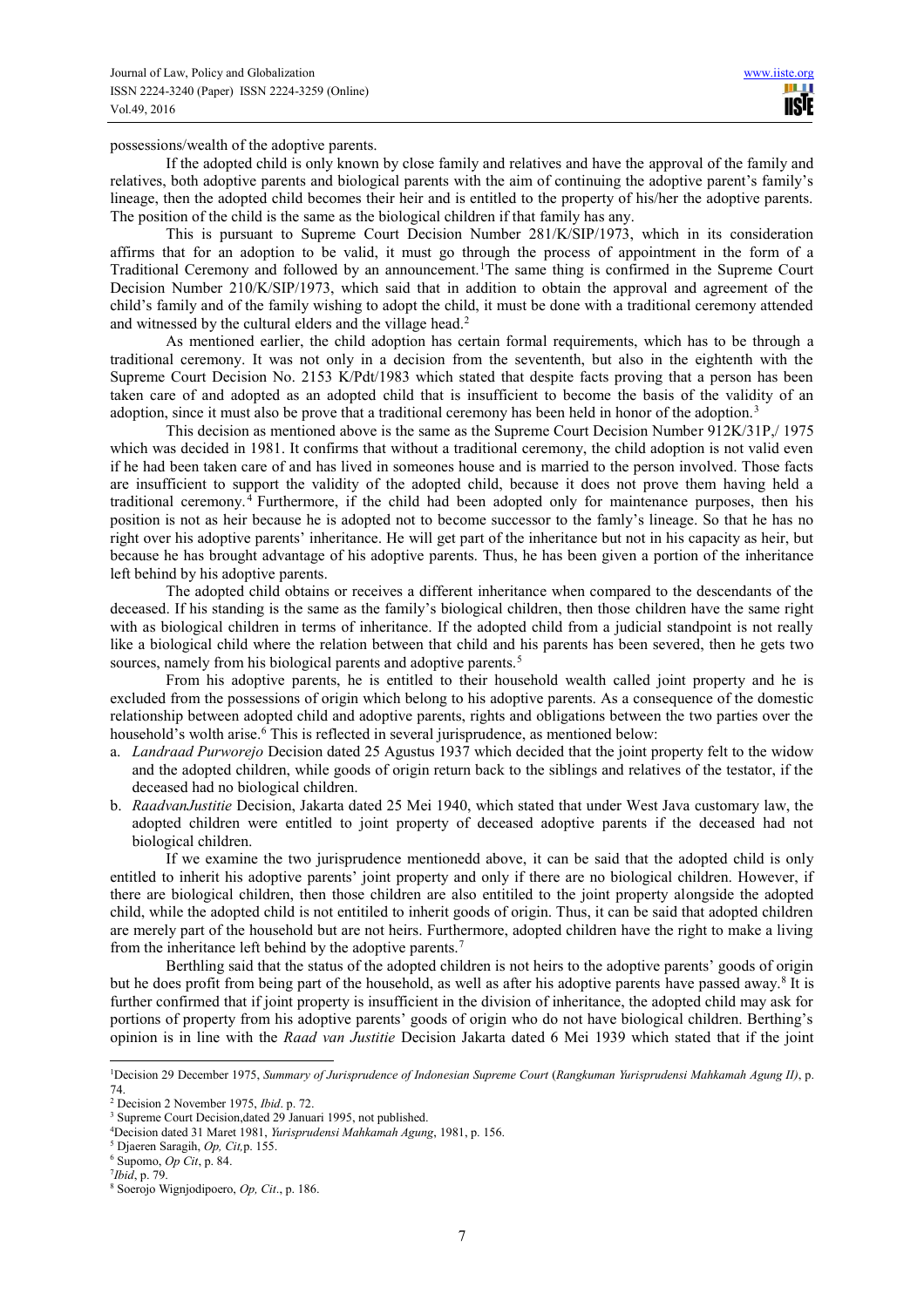possessions/wealth of the adoptive parents.

If the adopted child is only known by close family and relatives and have the approval of the family and relatives, both adoptive parents and biological parents with the aim of continuing the adoptive parent's family's lineage, then the adopted child becomes their heir and is entitled to the property of his/her the adoptive parents. The position of the child is the same as the biological children if that family has any.

This is pursuant to Supreme Court Decision Number 281/K/SIP/1973, which in its consideration affirms that for an adoption to be valid, it must go through the process of appointment in the form of a Traditional Ceremony and followed by an announcement.[1]The same thing is confirmed in the Supreme Court Decision Number 210/K/SIP/1973, which said that in addition to obtain the approval and agreement of the child's family and of the family wishing to adopt the child, it must be done with a traditional ceremony attended and witnessed by the cultural elders and the village head.[2]

As mentioned earlier, the child adoption has certain formal requirements, which has to be through a traditional ceremony. It was not only in a decision from the sevententh, but also in the eightenth with the Supreme Court Decision No. 2153 K/Pdt/1983 which stated that despite facts proving that a person has been taken care of and adopted as an adopted child that is insufficient to become the basis of the validity of an adoption, since it must also be prove that a traditional ceremony has been held in honor of the adoption.[3]

This decision as mentioned above is the same as the Supreme Court Decision Number 912K/31P,/ 1975 which was decided in 1981. It confirms that without a traditional ceremony, the child adoption is not valid even if he had been taken care of and has lived in someones house and is married to the person involved. Those facts are insufficient to support the validity of the adopted child, because it does not prove them having held a traditional ceremony.[4] Furthermore, if the child had been adopted only for maintenance purposes, then his position is not as heir because he is adopted not to become successor to the famly's lineage. So that he has no right over his adoptive parents' inheritance. He will get part of the inheritance but not in his capacity as heir, but because he has brought advantage of his adoptive parents. Thus, he has been given a portion of the inheritance left behind by his adoptive parents.

The adopted child obtains or receives a different inheritance when compared to the descendants of the deceased. If his standing is the same as the family's biological children, then those children have the same right with as biological children in terms of inheritance. If the adopted child from a judicial standpoint is not really like a biological child where the relation between that child and his parents has been severed, then he gets two sources, namely from his biological parents and adoptive parents.[5]

From his adoptive parents, he is entitled to their household wealth called joint property and he is excluded from the possessions of origin which belong to his adoptive parents. As a consequence of the domestic relationship between adopted child and adoptive parents, rights and obligations between the two parties over the household's wolth arise.[6] This is reflected in several jurisprudence, as mentioned below:

a. *Landraad Purworejo* Decision dated 25 Agustus 1937 which decided that the joint property felt to the widow and the adopted children, while goods of origin return back to the siblings and relatives of the testator, if the deceased had no biological children.
b. *RaadvanJustitie* Decision, Jakarta dated 25 Mei 1940, which stated that under West Java customary law, the adopted children were entitled to joint property of deceased adoptive parents if the deceased had not biological children.

If we examine the two jurisprudence mentionedd above, it can be said that the adopted child is only entitled to inherit his adoptive parents' joint property and only if there are no biological children. However, if there are biological children, then those children are also entitiled to the joint property alongside the adopted child, while the adopted child is not entitiled to inherit goods of origin. Thus, it can be said that adopted children are merely part of the household but are not heirs. Furthermore, adopted children have the right to make a living from the inheritance left behind by the adoptive parents.[7]

Berthling said that the status of the adopted children is not heirs to the adoptive parents' goods of origin but he does profit from being part of the household, as well as after his adoptive parents have passed away.[8] It is further confirmed that if joint property is insufficient in the division of inheritance, the adopted child may ask for portions of property from his adoptive parents' goods of origin who do not have biological children. Berthing's opinion is in line with the *Raad van Justitie* Decision Jakarta dated 6 Mei 1939 which stated that if the joint

---

[1]Decision 29 December 1975, *Summary of Jurisprudence of Indonesian Supreme Court* (*Rangkuman Yurisprudensi Mahkamah Agung II)*, p. 74.
[2] Decision 2 November 1975, *Ibid*. p. 72.
[3] Supreme Court Decision,dated 29 Januari 1995, not published.
[4]Decision dated 31 Maret 1981, *Yurisprudensi Mahkamah Agung*, 1981, p. 156.
[5] Djaeren Saragih, *Op, Cit,*p. 155.
[6] Supomo, *Op Cit*, p. 84.
[7]*Ibid*, p. 79.
[8] Soerojo Wignjodipoero, *Op, Cit*., p. 186.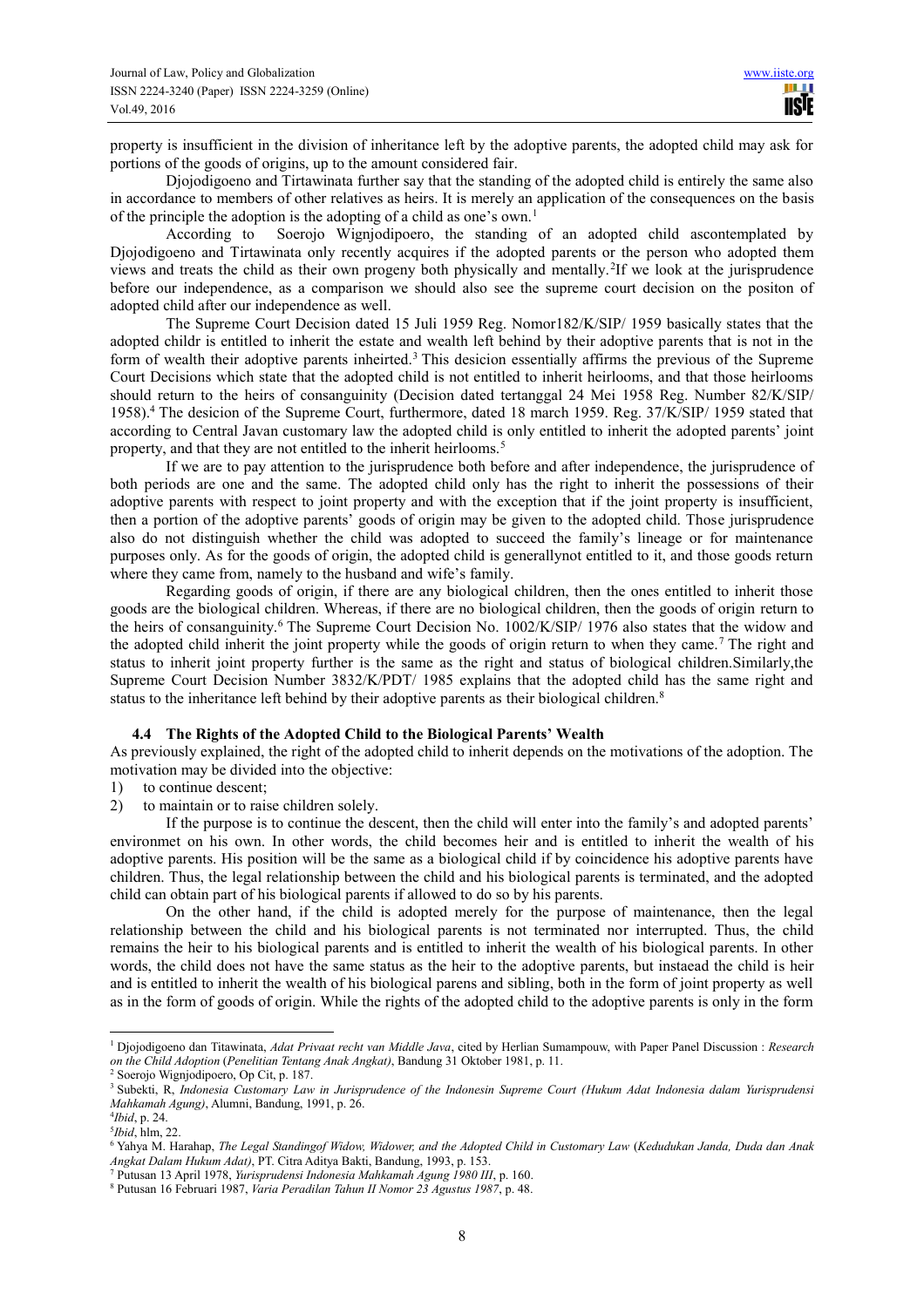property is insufficient in the division of inheritance left by the adoptive parents, the adopted child may ask for portions of the goods of origins, up to the amount considered fair.

Djojodigoeno and Tirtawinata further say that the standing of the adopted child is entirely the same also in accordance to members of other relatives as heirs. It is merely an application of the consequences on the basis of the principle the adoption is the adopting of a child as one's own.[1]

According to Soerojo Wignjodipoero, the standing of an adopted child ascontemplated by Djojodigoeno and Tirtawinata only recently acquires if the adopted parents or the person who adopted them views and treats the child as their own progeny both physically and mentally.[2]If we look at the jurisprudence before our independence, as a comparison we should also see the supreme court decision on the positon of adopted child after our independence as well.

The Supreme Court Decision dated 15 Juli 1959 Reg. Nomor182/K/SIP/ 1959 basically states that the adopted childr is entitled to inherit the estate and wealth left behind by their adoptive parents that is not in the form of wealth their adoptive parents inheirted.[3] This desicion essentially affirms the previous of the Supreme Court Decisions which state that the adopted child is not entitled to inherit heirlooms, and that those heirlooms should return to the heirs of consanguinity (Decision dated tertanggal 24 Mei 1958 Reg. Number 82/K/SIP/ 1958).[4] The desicion of the Supreme Court, furthermore, dated 18 march 1959. Reg. 37/K/SIP/ 1959 stated that according to Central Javan customary law the adopted child is only entitled to inherit the adopted parents' joint property, and that they are not entitled to the inherit heirlooms.[5]

If we are to pay attention to the jurisprudence both before and after independence, the jurisprudence of both periods are one and the same. The adopted child only has the right to inherit the possessions of their adoptive parents with respect to joint property and with the exception that if the joint property is insufficient, then a portion of the adoptive parents' goods of origin may be given to the adopted child. Those jurisprudence also do not distinguish whether the child was adopted to succeed the family's lineage or for maintenance purposes only. As for the goods of origin, the adopted child is generallynot entitled to it, and those goods return where they came from, namely to the husband and wife's family.

Regarding goods of origin, if there are any biological children, then the ones entitled to inherit those goods are the biological children. Whereas, if there are no biological children, then the goods of origin return to the heirs of consanguinity.[6] The Supreme Court Decision No. 1002/K/SIP/ 1976 also states that the widow and the adopted child inherit the joint property while the goods of origin return to when they came.[7] The right and status to inherit joint property further is the same as the right and status of biological children.Similarly,the Supreme Court Decision Number 3832/K/PDT/ 1985 explains that the adopted child has the same right and status to the inheritance left behind by their adoptive parents as their biological children.[8]

### 4.4 The Rights of the Adopted Child to the Biological Parents' Wealth

As previously explained, the right of the adopted child to inherit depends on the motivations of the adoption. The motivation may be divided into the objective:

1) to continue descent;
2) to maintain or to raise children solely.

If the purpose is to continue the descent, then the child will enter into the family's and adopted parents' environmet on his own. In other words, the child becomes heir and is entitled to inherit the wealth of his adoptive parents. His position will be the same as a biological child if by coincidence his adoptive parents have children. Thus, the legal relationship between the child and his biological parents is terminated, and the adopted child can obtain part of his biological parents if allowed to do so by his parents.

On the other hand, if the child is adopted merely for the purpose of maintenance, then the legal relationship between the child and his biological parents is not terminated nor interrupted. Thus, the child remains the heir to his biological parents and is entitled to inherit the wealth of his biological parents. In other words, the child does not have the same status as the heir to the adoptive parents, but instaead the child is heir and is entitled to inherit the wealth of his biological parens and sibling, both in the form of joint property as well as in the form of goods of origin. While the rights of the adopted child to the adoptive parents is only in the form

---

[1] Djojodigoeno dan Titawinata, *Adat Privaat recht van Middle Java*, cited by Herlian Sumampouw, with Paper Panel Discussion : *Research on the Child Adoption* (*Penelitian Tentang Anak Angkat)*, Bandung 31 Oktober 1981, p. 11.

[2] Soerojo Wignjodipoero, Op Cit, p. 187.

[3] Subekti, R, *Indonesia Customary Law in Jurisprudence of the Indonesin Supreme Court (Hukum Adat Indonesia dalam Yurisprudensi Mahkamah Agung)*, Alumni, Bandung, 1991, p. 26.

[4] *Ibid*, p. 24.

[5] *Ibid*, hlm, 22.

[6] Yahya M. Harahap, *The Legal Standingof Widow, Widower, and the Adopted Child in Customary Law* (*Kedudukan Janda, Duda dan Anak Angkat Dalam Hukum Adat)*, PT. Citra Aditya Bakti, Bandung, 1993, p. 153.

[7] Putusan 13 April 1978, *Yurisprudensi Indonesia Mahkamah Agung 1980 III*, p. 160.

[8] Putusan 16 Februari 1987, *Varia Peradilan Tahun II Nomor 23 Agustus 1987*, p. 48.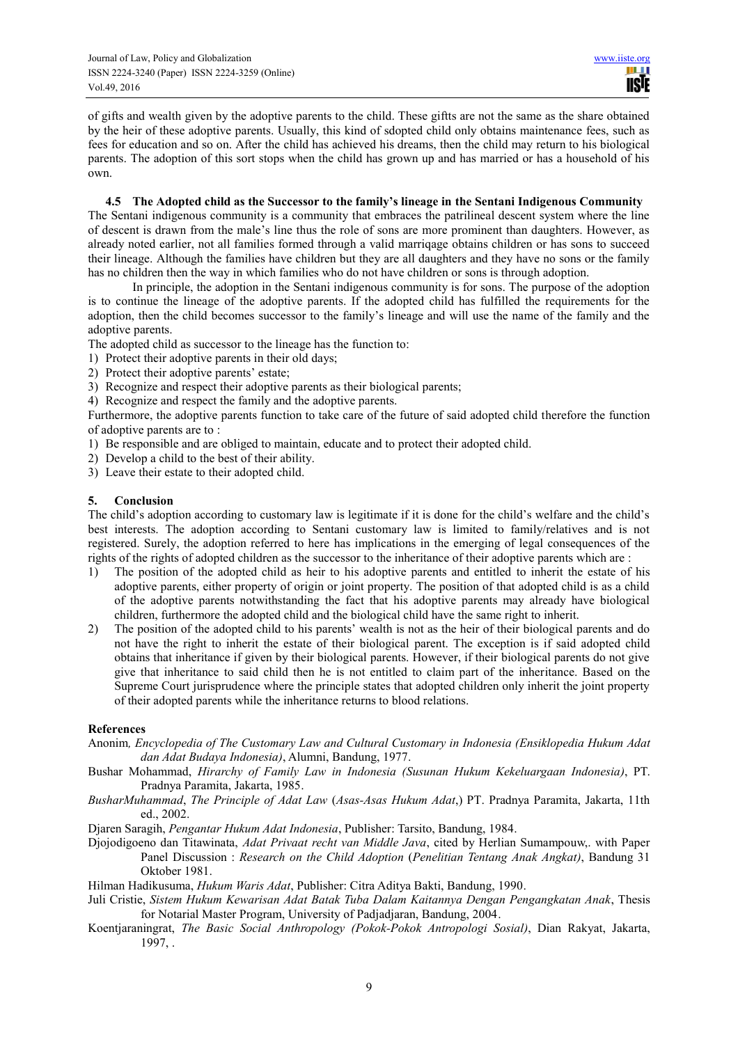of gifts and wealth given by the adoptive parents to the child. These giftts are not the same as the share obtained by the heir of these adoptive parents. Usually, this kind of sdopted child only obtains maintenance fees, such as fees for education and so on. After the child has achieved his dreams, then the child may return to his biological parents. The adoption of this sort stops when the child has grown up and has married or has a household of his own.

### 4.5 The Adopted child as the Successor to the family's lineage in the Sentani Indigenous Community

The Sentani indigenous community is a community that embraces the patrilineal descent system where the line of descent is drawn from the male's line thus the role of sons are more prominent than daughters. However, as already noted earlier, not all families formed through a valid marriqage obtains children or has sons to succeed their lineage. Although the families have children but they are all daughters and they have no sons or the family has no children then the way in which families who do not have children or sons is through adoption.

In principle, the adoption in the Sentani indigenous community is for sons. The purpose of the adoption is to continue the lineage of the adoptive parents. If the adopted child has fulfilled the requirements for the adoption, then the child becomes successor to the family's lineage and will use the name of the family and the adoptive parents.

The adopted child as successor to the lineage has the function to:

1) Protect their adoptive parents in their old days;
2) Protect their adoptive parents' estate;
3) Recognize and respect their adoptive parents as their biological parents;
4) Recognize and respect the family and the adoptive parents.

Furthermore, the adoptive parents function to take care of the future of said adopted child therefore the function of adoptive parents are to :

1) Be responsible and are obliged to maintain, educate and to protect their adopted child.
2) Develop a child to the best of their ability.
3) Leave their estate to their adopted child.

## 5. Conclusion

The child's adoption according to customary law is legitimate if it is done for the child's welfare and the child's best interests. The adoption according to Sentani customary law is limited to family/relatives and is not registered. Surely, the adoption referred to here has implications in the emerging of legal consequences of the rights of the rights of adopted children as the successor to the inheritance of their adoptive parents which are :

1) The position of the adopted child as heir to his adoptive parents and entitled to inherit the estate of his adoptive parents, either property of origin or joint property. The position of that adopted child is as a child of the adoptive parents notwithstanding the fact that his adoptive parents may already have biological children, furthermore the adopted child and the biological child have the same right to inherit.
2) The position of the adopted child to his parents' wealth is not as the heir of their biological parents and do not have the right to inherit the estate of their biological parent. The exception is if said adopted child obtains that inheritance if given by their biological parents. However, if their biological parents do not give give that inheritance to said child then he is not entitled to claim part of the inheritance. Based on the Supreme Court jurisprudence where the principle states that adopted children only inherit the joint property of their adopted parents while the inheritance returns to blood relations.

## References

Anonim*, Encyclopedia of The Customary Law and Cultural Customary in Indonesia (Ensiklopedia Hukum Adat dan Adat Budaya Indonesia)*, Alumni, Bandung, 1977.

Bushar Mohammad, *Hirarchy of Family Law in Indonesia (Susunan Hukum Kekeluargaan Indonesia)*, PT. Pradnya Paramita, Jakarta, 1985.

*BusharMuhammad*, *The Principle of Adat Law* (*Asas-Asas Hukum Adat*,) PT. Pradnya Paramita, Jakarta, 11th ed., 2002.

Djaren Saragih, *Pengantar Hukum Adat Indonesia*, Publisher: Tarsito, Bandung, 1984.

Djojodigoeno dan Titawinata, *Adat Privaat recht van Middle Java*, cited by Herlian Sumampouw,. with Paper Panel Discussion : *Research on the Child Adoption* (*Penelitian Tentang Anak Angkat)*, Bandung 31 Oktober 1981.

Hilman Hadikusuma, *Hukum Waris Adat*, Publisher: Citra Aditya Bakti, Bandung, 1990.

Juli Cristie, *Sistem Hukum Kewarisan Adat Batak Tuba Dalam Kaitannya Dengan Pengangkatan Anak*, Thesis for Notarial Master Program, University of Padjadjaran, Bandung, 2004.

Koentjaraningrat, *The Basic Social Anthropology (Pokok-Pokok Antropologi Sosial)*, Dian Rakyat, Jakarta, 1997, .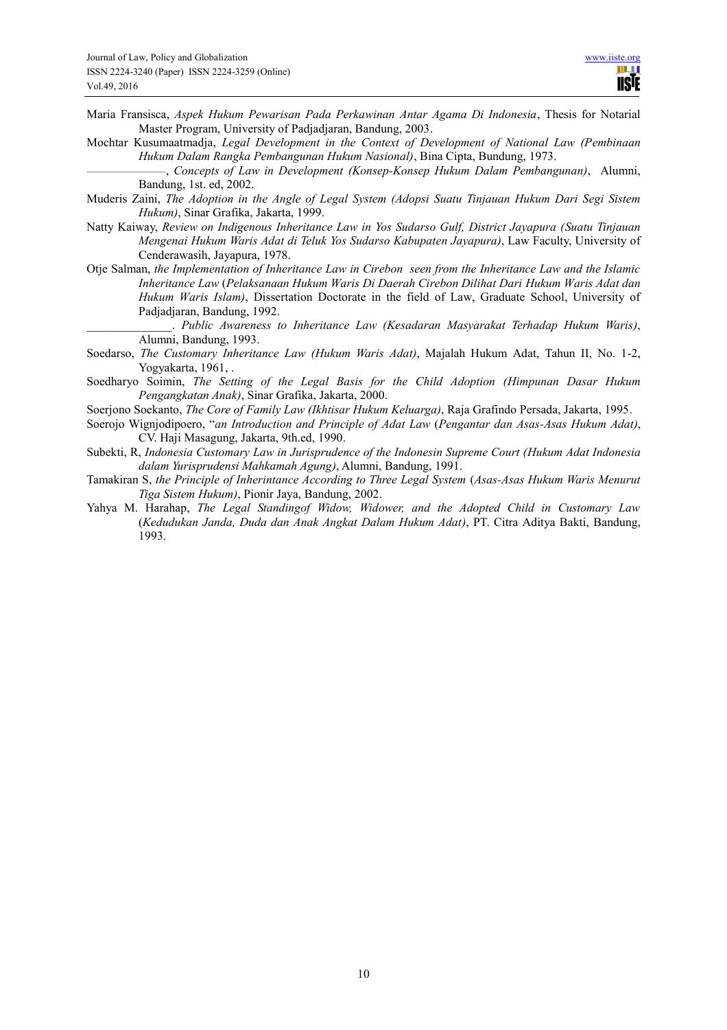Maria Fransisca, *Aspek Hukum Pewarisan Pada Perkawinan Antar Agama Di Indonesia*, Thesis for Notarial Master Program, University of Padjadjaran, Bandung, 2003.

Mochtar Kusumaatmadja, *Legal Development in the Context of Development of National Law (Pembinaan Hukum Dalam Rangka Pembangunan Hukum Nasional)*, Bina Cipta, Bundung, 1973.

——————, *Concepts of Law in Development (Konsep-Konsep Hukum Dalam Pembangunan)*, Alumni, Bandung, 1st. ed, 2002.

Muderis Zaini, *The Adoption in the Angle of Legal System (Adopsi Suatu Tinjauan Hukum Dari Segi Sistem Hukum)*, Sinar Grafika, Jakarta, 1999.

Natty Kaiway, *Review on Indigenous Inheritance Law in Yos Sudarso Gulf, District Jayapura (Suatu Tinjauan Mengenai Hukum Waris Adat di Teluk Yos Sudarso Kabupaten Jayapura)*, Law Faculty, University of Cenderawasih, Jayapura, 1978.

Otje Salman, *the Implementation of Inheritance Law in Cirebon seen from the Inheritance Law and the Islamic Inheritance Law* (*Pelaksanaan Hukum Waris Di Daerah Cirebon Dilihat Dari Hukum Waris Adat dan Hukum Waris Islam)*, Dissertation Doctorate in the field of Law, Graduate School, University of Padjadjaran, Bandung, 1992.

______________. *Public Awareness to Inheritance Law (Kesadaran Masyarakat Terhadap Hukum Waris)*, Alumni, Bandung, 1993.

Soedarso, *The Customary Inheritance Law (Hukum Waris Adat)*, Majalah Hukum Adat, Tahun II, No. 1-2, Yogyakarta, 1961, .

Soedharyo Soimin, *The Setting of the Legal Basis for the Child Adoption (Himpunan Dasar Hukum Pengangkatan Anak)*, Sinar Grafika, Jakarta, 2000.

Soerjono Soekanto, *The Core of Family Law (Ikhtisar Hukum Keluarga)*, Raja Grafindo Persada, Jakarta, 1995.

Soerojo Wignjodipoero, "*an Introduction and Principle of Adat Law* (*Pengantar dan Asas-Asas Hukum Adat)*, CV. Haji Masagung, Jakarta, 9th.ed, 1990.

Subekti, R, *Indonesia Customary Law in Jurisprudence of the Indonesin Supreme Court (Hukum Adat Indonesia dalam Yurisprudensi Mahkamah Agung)*, Alumni, Bandung, 1991.

Tamakiran S, *the Principle of Inherintance According to Three Legal System* (*Asas-Asas Hukum Waris Menurut Tiga Sistem Hukum)*, Pionir Jaya, Bandung, 2002.

Yahya M. Harahap, *The Legal Standingof Widow, Widower, and the Adopted Child in Customary Law* (*Kedudukan Janda, Duda dan Anak Angkat Dalam Hukum Adat)*, PT. Citra Aditya Bakti, Bandung, 1993.